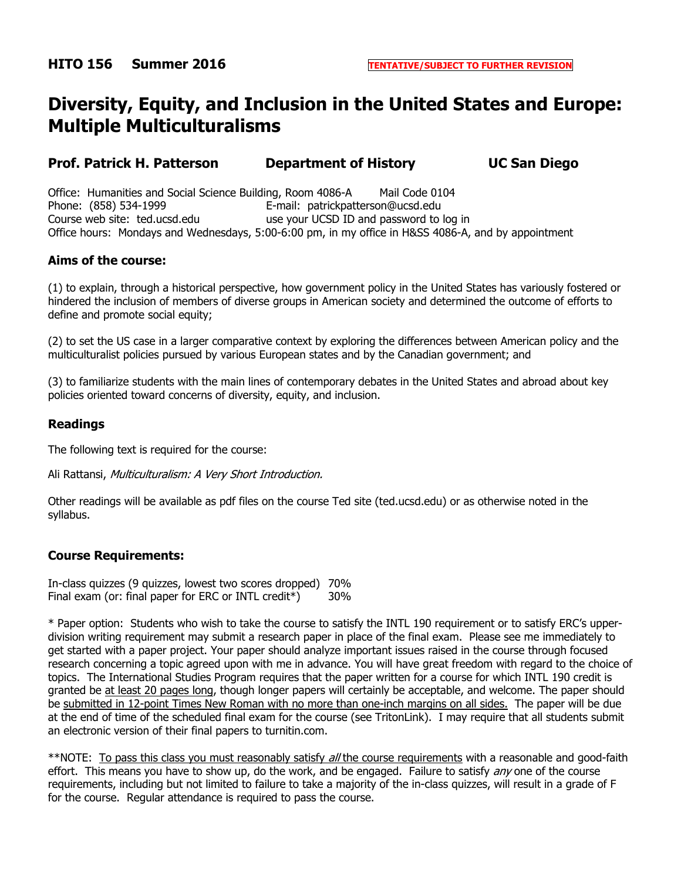**HITO 156 Summer 2016** **TENTATIVE/SUBJECT TO FURTHER REVISION**

# Diversity, Equity, and Inclusion in the United States and Europe: Multiple Multiculturalisms

### Prof. Patrick H. Patterson    Department of History    UC San Diego

Office: Humanities and Social Science Building, Room 4086-A    Mail Code 0104
Phone: (858) 534-1999    E-mail: patrickpatterson@ucsd.edu
Course web site: ted.ucsd.edu    use your UCSD ID and password to log in
Office hours: Mondays and Wednesdays, 5:00-6:00 pm, in my office in H&SS 4086-A, and by appointment

### Aims of the course:

(1) to explain, through a historical perspective, how government policy in the United States has variously fostered or hindered the inclusion of members of diverse groups in American society and determined the outcome of efforts to define and promote social equity;

(2) to set the US case in a larger comparative context by exploring the differences between American policy and the multiculturalist policies pursued by various European states and by the Canadian government; and

(3) to familiarize students with the main lines of contemporary debates in the United States and abroad about key policies oriented toward concerns of diversity, equity, and inclusion.

### Readings

The following text is required for the course:

Ali Rattansi, *Multiculturalism: A Very Short Introduction.*

Other readings will be available as pdf files on the course Ted site (ted.ucsd.edu) or as otherwise noted in the syllabus.

### Course Requirements:

| | |
|---|---|
| In-class quizzes (9 quizzes, lowest two scores dropped) | 70% |
| Final exam (or: final paper for ERC or INTL credit*) | 30% |

* Paper option: Students who wish to take the course to satisfy the INTL 190 requirement or to satisfy ERC's upper-division writing requirement may submit a research paper in place of the final exam. Please see me immediately to get started with a paper project. Your paper should analyze important issues raised in the course through focused research concerning a topic agreed upon with me in advance. You will have great freedom with regard to the choice of topics. The International Studies Program requires that the paper written for a course for which INTL 190 credit is granted be <u>at least 20 pages long</u>, though longer papers will certainly be acceptable, and welcome. The paper should be <u>submitted in 12-point Times New Roman with no more than one-inch margins on all sides.</u> The paper will be due at the end of time of the scheduled final exam for the course (see TritonLink). I may require that all students submit an electronic version of their final papers to turnitin.com.

**NOTE: <u>To pass this class you must reasonably satisfy *all* the course requirements</u> with a reasonable and good-faith effort. This means you have to show up, do the work, and be engaged. Failure to satisfy *any* one of the course requirements, including but not limited to failure to take a majority of the in-class quizzes, will result in a grade of F for the course. Regular attendance is required to pass the course.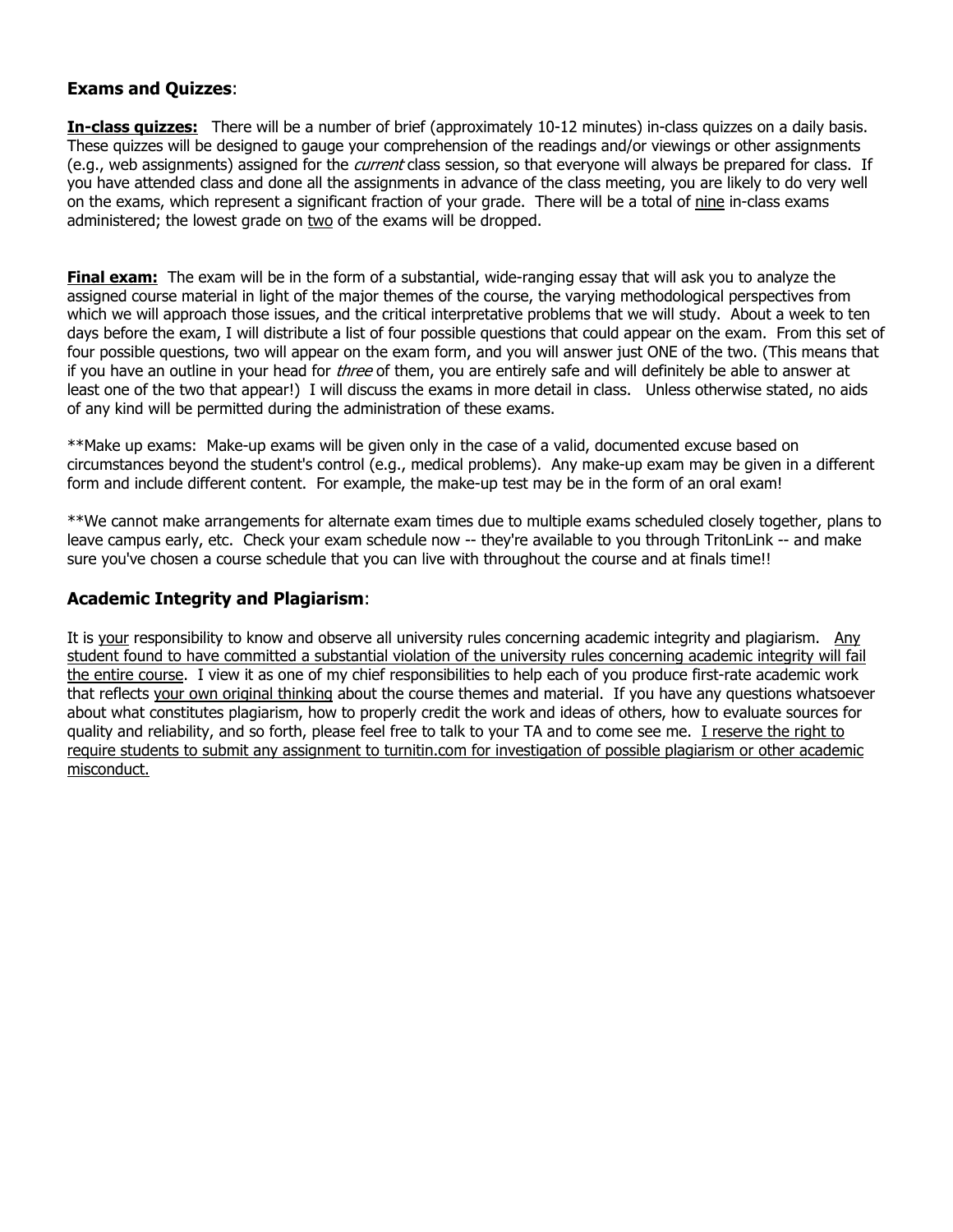### **Exams and Quizzes**:

**In-class quizzes:** There will be a number of brief (approximately 10-12 minutes) in-class quizzes on a daily basis. These quizzes will be designed to gauge your comprehension of the readings and/or viewings or other assignments (e.g., web assignments) assigned for the *current* class session, so that everyone will always be prepared for class. If you have attended class and done all the assignments in advance of the class meeting, you are likely to do very well on the exams, which represent a significant fraction of your grade. There will be a total of nine in-class exams administered; the lowest grade on two of the exams will be dropped.

**Final exam:** The exam will be in the form of a substantial, wide-ranging essay that will ask you to analyze the assigned course material in light of the major themes of the course, the varying methodological perspectives from which we will approach those issues, and the critical interpretative problems that we will study. About a week to ten days before the exam, I will distribute a list of four possible questions that could appear on the exam. From this set of four possible questions, two will appear on the exam form, and you will answer just ONE of the two. (This means that if you have an outline in your head for *three* of them, you are entirely safe and will definitely be able to answer at least one of the two that appear!) I will discuss the exams in more detail in class. Unless otherwise stated, no aids of any kind will be permitted during the administration of these exams.

**Make up exams: Make-up exams will be given only in the case of a valid, documented excuse based on circumstances beyond the student's control (e.g., medical problems). Any make-up exam may be given in a different form and include different content. For example, the make-up test may be in the form of an oral exam!

**We cannot make arrangements for alternate exam times due to multiple exams scheduled closely together, plans to leave campus early, etc. Check your exam schedule now -- they're available to you through TritonLink -- and make sure you've chosen a course schedule that you can live with throughout the course and at finals time!!

### **Academic Integrity and Plagiarism**:

It is your responsibility to know and observe all university rules concerning academic integrity and plagiarism. Any student found to have committed a substantial violation of the university rules concerning academic integrity will fail the entire course. I view it as one of my chief responsibilities to help each of you produce first-rate academic work that reflects your own original thinking about the course themes and material. If you have any questions whatsoever about what constitutes plagiarism, how to properly credit the work and ideas of others, how to evaluate sources for quality and reliability, and so forth, please feel free to talk to your TA and to come see me. I reserve the right to require students to submit any assignment to turnitin.com for investigation of possible plagiarism or other academic misconduct.